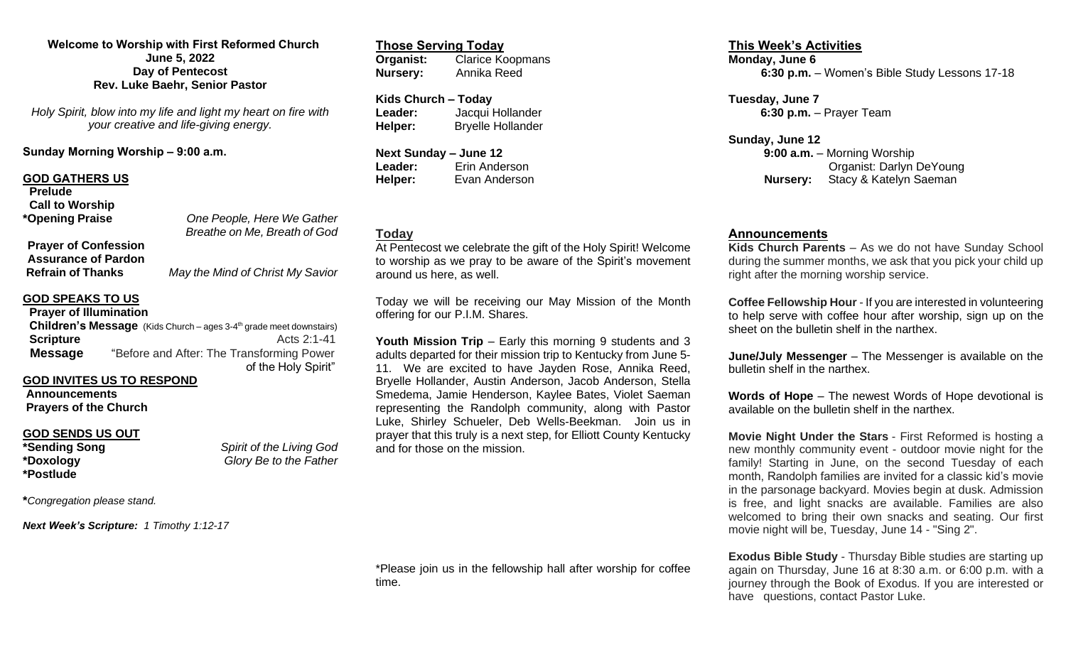**Welcome to Worship with First Reformed Church**
**June 5, 2022**
**Day of Pentecost**
**Rev. Luke Baehr, Senior Pastor**

*Holy Spirit, blow into my life and light my heart on fire with your creative and life-giving energy.*

**Sunday Morning Worship – 9:00 a.m.**

## GOD GATHERS US

**Prelude**
**Call to Worship**
***Opening Praise** — *One People, Here We Gather* / *Breathe on Me, Breath of God*
**Prayer of Confession**
**Assurance of Pardon**
**Refrain of Thanks** — *May the Mind of Christ My Savior*

## GOD SPEAKS TO US

**Prayer of Illumination**
**Children's Message** (Kids Church – ages 3-4th grade meet downstairs)
**Scripture** — Acts 2:1-41
**Message** — "Before and After: The Transforming Power of the Holy Spirit"

## GOD INVITES US TO RESPOND

**Announcements**
**Prayers of the Church**

## GOD SENDS US OUT

***Sending Song** — *Spirit of the Living God*
***Doxology** — *Glory Be to the Father*
***Postlude**

***Congregation please stand.*

***Next Week's Scripture:** *1 Timothy 1:12-17*

## Those Serving Today

**Organist:** Clarice Koopmans
**Nursery:** Annika Reed

**Kids Church – Today**
**Leader:** Jacqui Hollander
**Helper:** Bryelle Hollander

**Next Sunday – June 12**
**Leader:** Erin Anderson
**Helper:** Evan Anderson

## Today

At Pentecost we celebrate the gift of the Holy Spirit! Welcome to worship as we pray to be aware of the Spirit's movement around us here, as well.

Today we will be receiving our May Mission of the Month offering for our P.I.M. Shares.

**Youth Mission Trip** – Early this morning 9 students and 3 adults departed for their mission trip to Kentucky from June 5-11. We are excited to have Jayden Rose, Annika Reed, Bryelle Hollander, Austin Anderson, Jacob Anderson, Stella Smedema, Jamie Henderson, Kaylee Bates, Violet Saeman representing the Randolph community, along with Pastor Luke, Shirley Schueler, Deb Wells-Beekman. Join us in prayer that this truly is a next step, for Elliott County Kentucky and for those on the mission.

*Please join us in the fellowship hall after worship for coffee time.

## This Week's Activities

**Monday, June 6**
**6:30 p.m.** – Women's Bible Study Lessons 17-18

**Tuesday, June 7**
**6:30 p.m.** – Prayer Team

**Sunday, June 12**
**9:00 a.m.** – Morning Worship
Organist: Darlyn DeYoung
**Nursery:** Stacy & Katelyn Saeman

## Announcements

**Kids Church Parents** – As we do not have Sunday School during the summer months, we ask that you pick your child up right after the morning worship service.

**Coffee Fellowship Hour** - If you are interested in volunteering to help serve with coffee hour after worship, sign up on the sheet on the bulletin shelf in the narthex.

**June/July Messenger** – The Messenger is available on the bulletin shelf in the narthex.

**Words of Hope** – The newest Words of Hope devotional is available on the bulletin shelf in the narthex.

**Movie Night Under the Stars** - First Reformed is hosting a new monthly community event - outdoor movie night for the family! Starting in June, on the second Tuesday of each month, Randolph families are invited for a classic kid's movie in the parsonage backyard. Movies begin at dusk. Admission is free, and light snacks are available. Families are also welcomed to bring their own snacks and seating. Our first movie night will be, Tuesday, June 14 - "Sing 2".

**Exodus Bible Study** - Thursday Bible studies are starting up again on Thursday, June 16 at 8:30 a.m. or 6:00 p.m. with a journey through the Book of Exodus. If you are interested or have questions, contact Pastor Luke.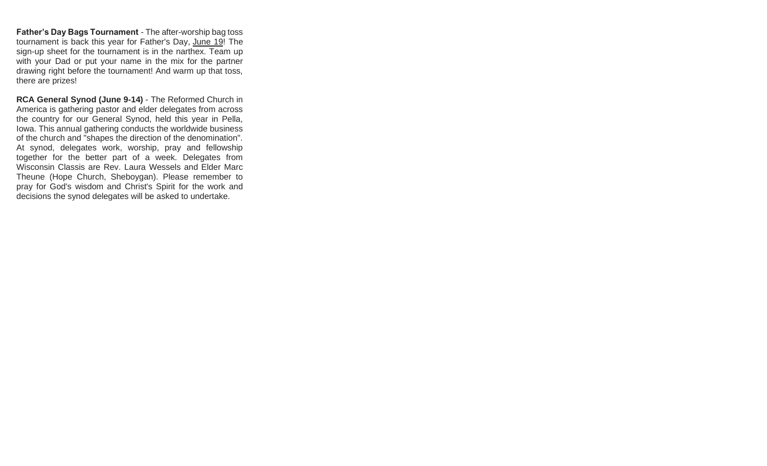**Father's Day Bags Tournament** - The after-worship bag toss tournament is back this year for Father's Day, June 19! The sign-up sheet for the tournament is in the narthex. Team up with your Dad or put your name in the mix for the partner drawing right before the tournament! And warm up that toss, there are prizes!

**RCA General Synod (June 9-14)** - The Reformed Church in America is gathering pastor and elder delegates from across the country for our General Synod, held this year in Pella, Iowa. This annual gathering conducts the worldwide business of the church and "shapes the direction of the denomination". At synod, delegates work, worship, pray and fellowship together for the better part of a week. Delegates from Wisconsin Classis are Rev. Laura Wessels and Elder Marc Theune (Hope Church, Sheboygan). Please remember to pray for God's wisdom and Christ's Spirit for the work and decisions the synod delegates will be asked to undertake.